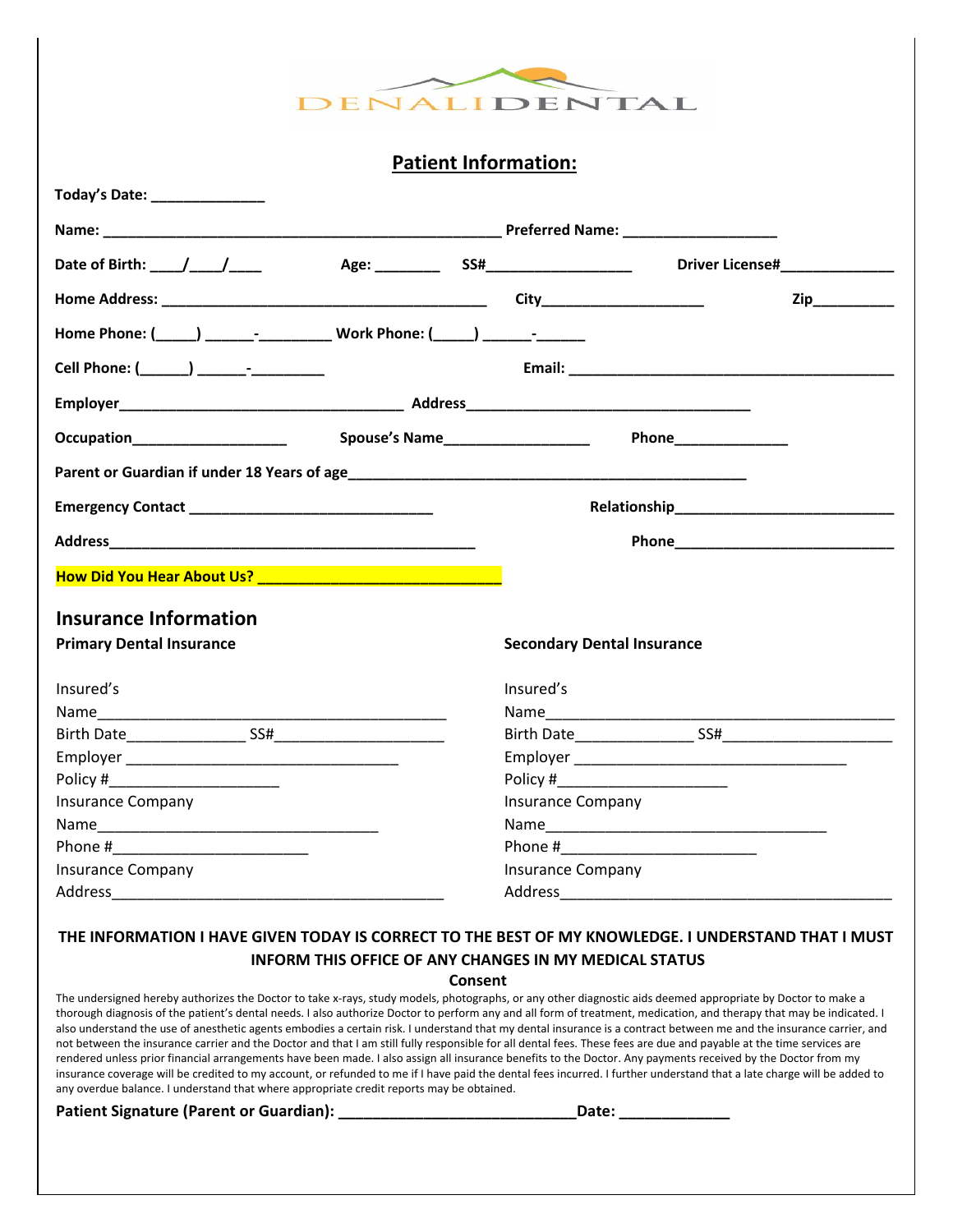DENALI DENTAL

## Patient Information:

**Today's Date:** _____________

**Name:** _____________________________________________ **Preferred Name:** _________________

**Date of Birth:** ____/____/____ **Age:** ________ **SS#**_________________ **Driver License#**_____________

**Home Address:** ____________________________________ **City**__________________ **Zip**_________

**Home Phone:** (_____) ______-_________ **Work Phone:** (_____) ______-______

**Cell Phone:** (______) ______-_________ **Email:** ____________________________________

**Employer**________________________________ **Address**________________________________

**Occupation**__________________ **Spouse's Name**_________________ **Phone**_____________

**Parent or Guardian if under 18 Years of age**____________________________________________

**Emergency Contact** ___________________________ **Relationship**_________________________

**Address**__________________________________________ **Phone**__________________________

**How Did You Hear About Us?** ___________________________

## Insurance Information

**Primary Dental Insurance**

Insured's Name_______________________________________
Birth Date______________ SS#____________________
Employer ________________________________
Policy #____________________
Insurance Company Name________________________________
Phone #_______________________
Insurance Company Address_______________________________________

**Secondary Dental Insurance**

Insured's Name_______________________________________
Birth Date______________ SS#____________________
Employer ________________________________
Policy #____________________
Insurance Company Name________________________________
Phone #_______________________
Insurance Company Address_______________________________________

**THE INFORMATION I HAVE GIVEN TODAY IS CORRECT TO THE BEST OF MY KNOWLEDGE. I UNDERSTAND THAT I MUST INFORM THIS OFFICE OF ANY CHANGES IN MY MEDICAL STATUS**

**Consent**

The undersigned hereby authorizes the Doctor to take x-rays, study models, photographs, or any other diagnostic aids deemed appropriate by Doctor to make a thorough diagnosis of the patient's dental needs. I also authorize Doctor to perform any and all form of treatment, medication, and therapy that may be indicated. I also understand the use of anesthetic agents embodies a certain risk. I understand that my dental insurance is a contract between me and the insurance carrier, and not between the insurance carrier and the Doctor and that I am still fully responsible for all dental fees. These fees are due and payable at the time services are rendered unless prior financial arrangements have been made. I also assign all insurance benefits to the Doctor. Any payments received by the Doctor from my insurance coverage will be credited to my account, or refunded to me if I have paid the dental fees incurred. I further understand that a late charge will be added to any overdue balance. I understand that where appropriate credit reports may be obtained.

**Patient Signature (Parent or Guardian):** ___________________________**Date:** _____________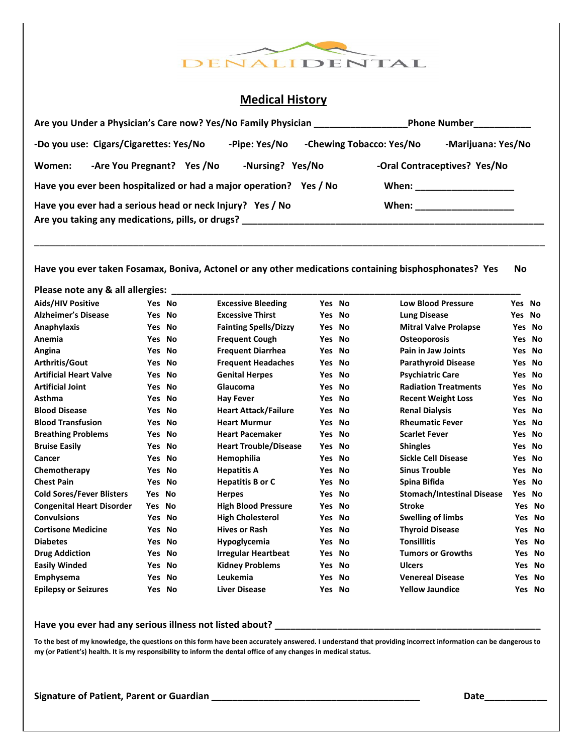DENALI DENTAL

# Medical History

**Are you Under a Physician's Care now? Yes/No Family Physician __________________Phone Number___________**

**-Do you use: Cigars/Cigarettes: Yes/No -Pipe: Yes/No -Chewing Tobacco: Yes/No -Marijuana: Yes/No**

**Women: -Are You Pregnant? Yes /No -Nursing? Yes/No -Oral Contraceptives? Yes/No**

**Have you ever been hospitalized or had a major operation? Yes / No When: ___________________**

**Have you ever had a serious head or neck Injury? Yes / No When: ___________________**

**Are you taking any medications, pills, or drugs? ______________________________________________________________**

_____________________________________________________________________________________________________

**Have you ever taken Fosamax, Boniva, Actonel or any other medications containing bisphosphonates? Yes No**

**Please note any & all allergies: ______________________________________________________________________**

| | | | | | |
|---|---|---|---|---|---|
| Aids/HIV Positive | Yes No | Excessive Bleeding | Yes No | Low Blood Pressure | Yes No |
| Alzheimer's Disease | Yes No | Excessive Thirst | Yes No | Lung Disease | Yes No |
| Anaphylaxis | Yes No | Fainting Spells/Dizzy | Yes No | Mitral Valve Prolapse | Yes No |
| Anemia | Yes No | Frequent Cough | Yes No | Osteoporosis | Yes No |
| Angina | Yes No | Frequent Diarrhea | Yes No | Pain in Jaw Joints | Yes No |
| Arthritis/Gout | Yes No | Frequent Headaches | Yes No | Parathyroid Disease | Yes No |
| Artificial Heart Valve | Yes No | Genital Herpes | Yes No | Psychiatric Care | Yes No |
| Artificial Joint | Yes No | Glaucoma | Yes No | Radiation Treatments | Yes No |
| Asthma | Yes No | Hay Fever | Yes No | Recent Weight Loss | Yes No |
| Blood Disease | Yes No | Heart Attack/Failure | Yes No | Renal Dialysis | Yes No |
| Blood Transfusion | Yes No | Heart Murmur | Yes No | Rheumatic Fever | Yes No |
| Breathing Problems | Yes No | Heart Pacemaker | Yes No | Scarlet Fever | Yes No |
| Bruise Easily | Yes No | Heart Trouble/Disease | Yes No | Shingles | Yes No |
| Cancer | Yes No | Hemophilia | Yes No | Sickle Cell Disease | Yes No |
| Chemotherapy | Yes No | Hepatitis A | Yes No | Sinus Trouble | Yes No |
| Chest Pain | Yes No | Hepatitis B or C | Yes No | Spina Bifida | Yes No |
| Cold Sores/Fever Blisters | Yes No | Herpes | Yes No | Stomach/Intestinal Disease | Yes No |
| Congenital Heart Disorder | Yes No | High Blood Pressure | Yes No | Stroke | Yes No |
| Convulsions | Yes No | High Cholesterol | Yes No | Swelling of limbs | Yes No |
| Cortisone Medicine | Yes No | Hives or Rash | Yes No | Thyroid Disease | Yes No |
| Diabetes | Yes No | Hypoglycemia | Yes No | Tonsillitis | Yes No |
| Drug Addiction | Yes No | Irregular Heartbeat | Yes No | Tumors or Growths | Yes No |
| Easily Winded | Yes No | Kidney Problems | Yes No | Ulcers | Yes No |
| Emphysema | Yes No | Leukemia | Yes No | Venereal Disease | Yes No |
| Epilepsy or Seizures | Yes No | Liver Disease | Yes No | Yellow Jaundice | Yes No |

**Have you ever had any serious illness not listed about? ____________________________________________________**

**To the best of my knowledge, the questions on this form have been accurately answered. I understand that providing incorrect information can be dangerous to my (or Patient's) health. It is my responsibility to inform the dental office of any changes in medical status.**

**Signature of Patient, Parent or Guardian ________________________________________ Date____________**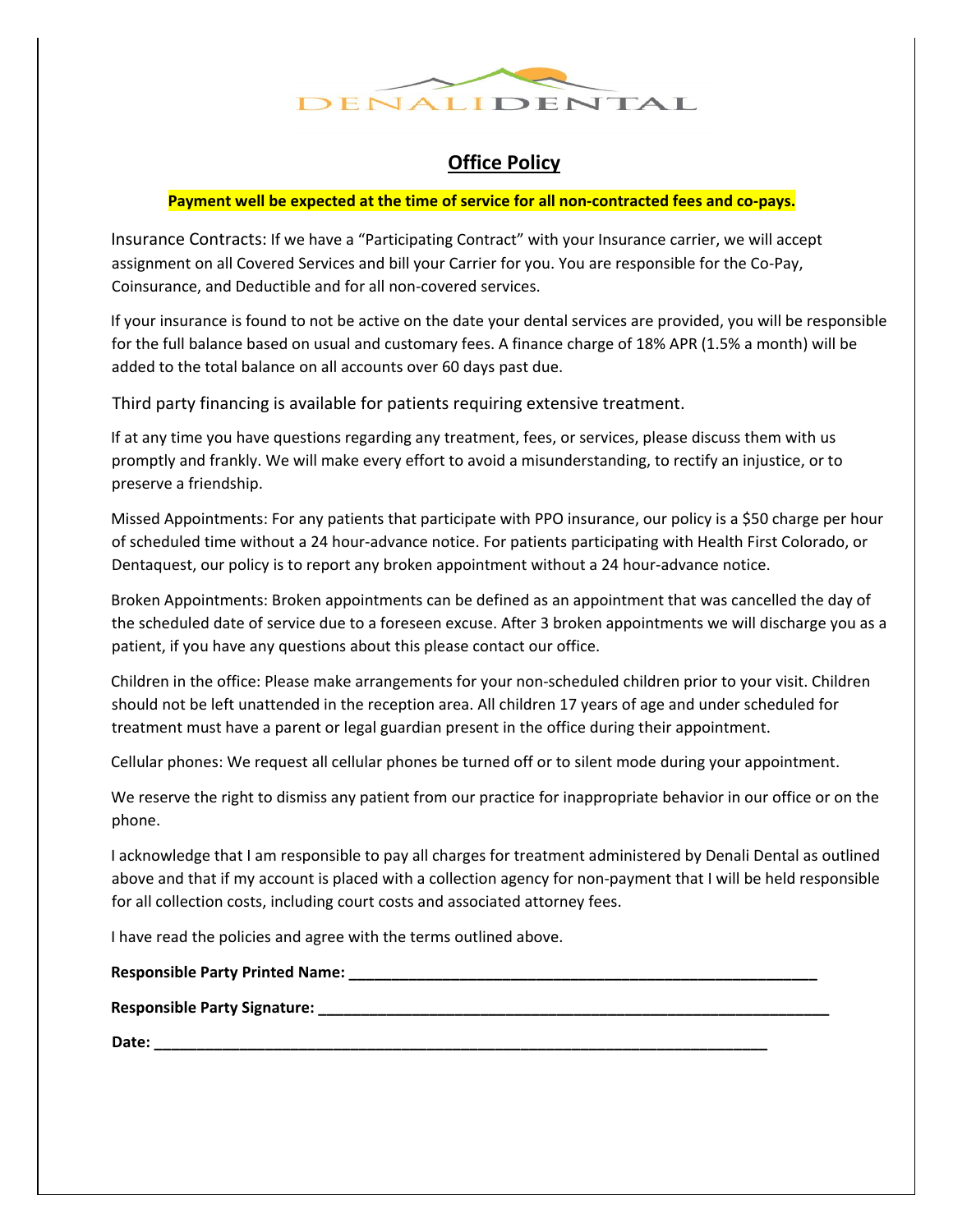DENALI DENTAL

# Office Policy

**Payment well be expected at the time of service for all non-contracted fees and co-pays.**

Insurance Contracts: If we have a "Participating Contract" with your Insurance carrier, we will accept assignment on all Covered Services and bill your Carrier for you. You are responsible for the Co-Pay, Coinsurance, and Deductible and for all non-covered services.

If your insurance is found to not be active on the date your dental services are provided, you will be responsible for the full balance based on usual and customary fees. A finance charge of 18% APR (1.5% a month) will be added to the total balance on all accounts over 60 days past due.

Third party financing is available for patients requiring extensive treatment.

If at any time you have questions regarding any treatment, fees, or services, please discuss them with us promptly and frankly. We will make every effort to avoid a misunderstanding, to rectify an injustice, or to preserve a friendship.

Missed Appointments: For any patients that participate with PPO insurance, our policy is a $50 charge per hour of scheduled time without a 24 hour-advance notice. For patients participating with Health First Colorado, or Dentaquest, our policy is to report any broken appointment without a 24 hour-advance notice.

Broken Appointments: Broken appointments can be defined as an appointment that was cancelled the day of the scheduled date of service due to a foreseen excuse. After 3 broken appointments we will discharge you as a patient, if you have any questions about this please contact our office.

Children in the office: Please make arrangements for your non-scheduled children prior to your visit. Children should not be left unattended in the reception area. All children 17 years of age and under scheduled for treatment must have a parent or legal guardian present in the office during their appointment.

Cellular phones: We request all cellular phones be turned off or to silent mode during your appointment.

We reserve the right to dismiss any patient from our practice for inappropriate behavior in our office or on the phone.

I acknowledge that I am responsible to pay all charges for treatment administered by Denali Dental as outlined above and that if my account is placed with a collection agency for non-payment that I will be held responsible for all collection costs, including court costs and associated attorney fees.

I have read the policies and agree with the terms outlined above.

**Responsible Party Printed Name:** ______________________________________________

**Responsible Party Signature:** ______________________________________________

**Date:** ______________________________________________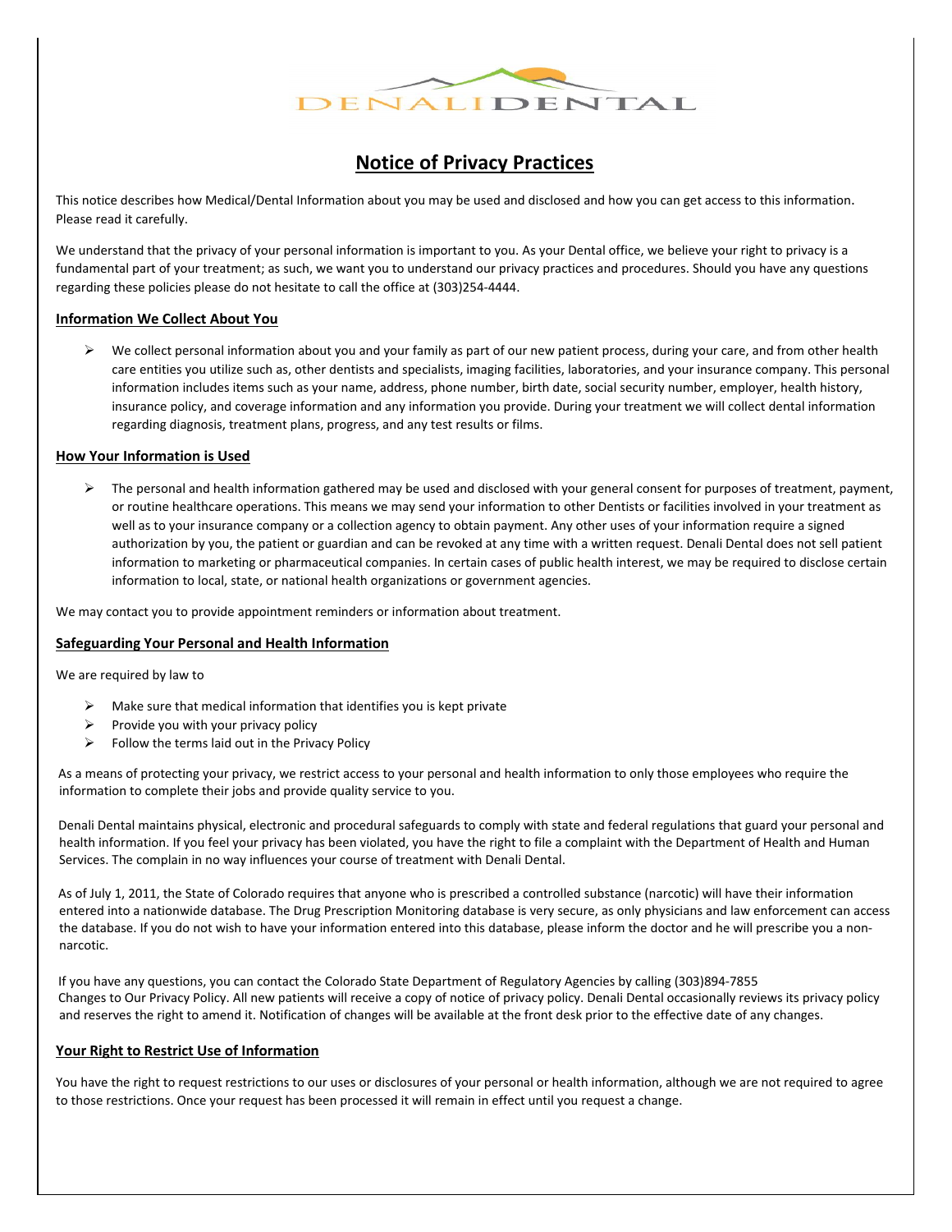DENALIDENTAL

# Notice of Privacy Practices

This notice describes how Medical/Dental Information about you may be used and disclosed and how you can get access to this information. Please read it carefully.

We understand that the privacy of your personal information is important to you. As your Dental office, we believe your right to privacy is a fundamental part of your treatment; as such, we want you to understand our privacy practices and procedures. Should you have any questions regarding these policies please do not hesitate to call the office at (303)254-4444.

## Information We Collect About You

- We collect personal information about you and your family as part of our new patient process, during your care, and from other health care entities you utilize such as, other dentists and specialists, imaging facilities, laboratories, and your insurance company. This personal information includes items such as your name, address, phone number, birth date, social security number, employer, health history, insurance policy, and coverage information and any information you provide. During your treatment we will collect dental information regarding diagnosis, treatment plans, progress, and any test results or films.

## How Your Information is Used

- The personal and health information gathered may be used and disclosed with your general consent for purposes of treatment, payment, or routine healthcare operations. This means we may send your information to other Dentists or facilities involved in your treatment as well as to your insurance company or a collection agency to obtain payment. Any other uses of your information require a signed authorization by you, the patient or guardian and can be revoked at any time with a written request. Denali Dental does not sell patient information to marketing or pharmaceutical companies. In certain cases of public health interest, we may be required to disclose certain information to local, state, or national health organizations or government agencies.

We may contact you to provide appointment reminders or information about treatment.

## Safeguarding Your Personal and Health Information

We are required by law to

- Make sure that medical information that identifies you is kept private
- Provide you with your privacy policy
- Follow the terms laid out in the Privacy Policy

As a means of protecting your privacy, we restrict access to your personal and health information to only those employees who require the information to complete their jobs and provide quality service to you.

Denali Dental maintains physical, electronic and procedural safeguards to comply with state and federal regulations that guard your personal and health information. If you feel your privacy has been violated, you have the right to file a complaint with the Department of Health and Human Services. The complain in no way influences your course of treatment with Denali Dental.

As of July 1, 2011, the State of Colorado requires that anyone who is prescribed a controlled substance (narcotic) will have their information entered into a nationwide database. The Drug Prescription Monitoring database is very secure, as only physicians and law enforcement can access the database. If you do not wish to have your information entered into this database, please inform the doctor and he will prescribe you a non-narcotic.

If you have any questions, you can contact the Colorado State Department of Regulatory Agencies by calling (303)894-7855
Changes to Our Privacy Policy. All new patients will receive a copy of notice of privacy policy. Denali Dental occasionally reviews its privacy policy and reserves the right to amend it. Notification of changes will be available at the front desk prior to the effective date of any changes.

## Your Right to Restrict Use of Information

You have the right to request restrictions to our uses or disclosures of your personal or health information, although we are not required to agree to those restrictions. Once your request has been processed it will remain in effect until you request a change.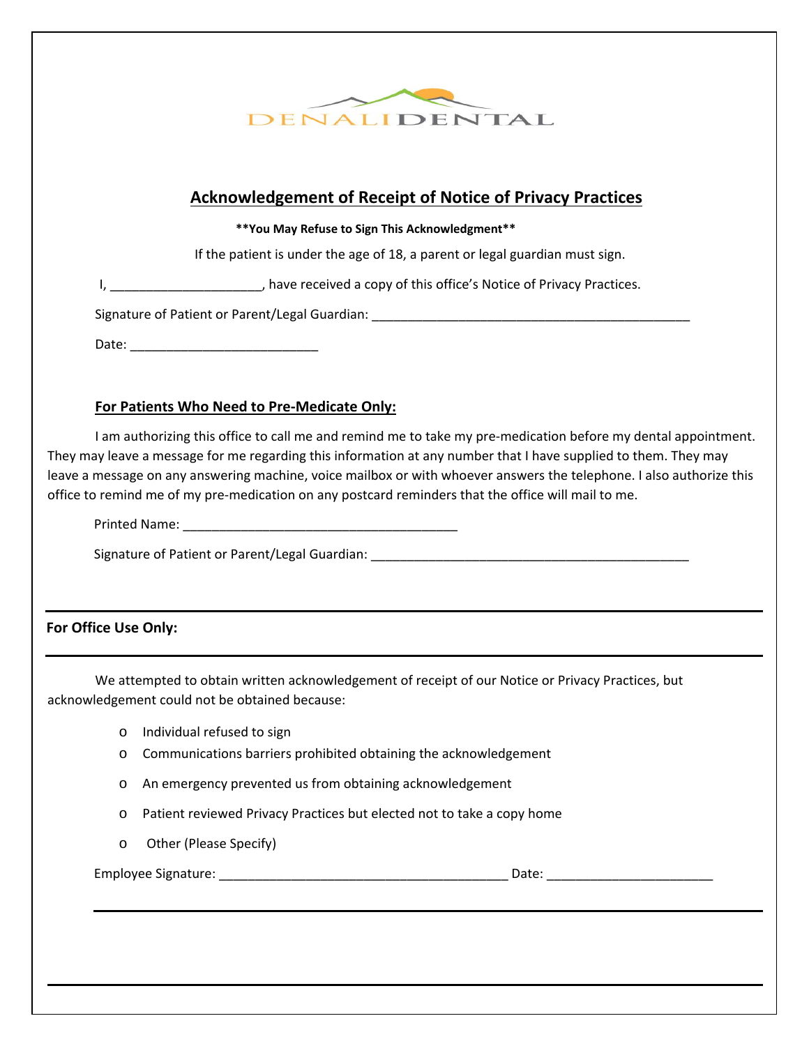DENALI DENTAL

## Acknowledgement of Receipt of Notice of Privacy Practices

**\*\*You May Refuse to Sign This Acknowledgment\*\***

If the patient is under the age of 18, a parent or legal guardian must sign.

I, ____________________, have received a copy of this office's Notice of Privacy Practices.

Signature of Patient or Parent/Legal Guardian: ________________________________________

Date: ________________________

### For Patients Who Need to Pre-Medicate Only:

I am authorizing this office to call me and remind me to take my pre-medication before my dental appointment. They may leave a message for me regarding this information at any number that I have supplied to them. They may leave a message on any answering machine, voice mailbox or with whoever answers the telephone. I also authorize this office to remind me of my pre-medication on any postcard reminders that the office will mail to me.

Printed Name: ___________________________________

Signature of Patient or Parent/Legal Guardian: ________________________________________

---

**For Office Use Only:**

---

We attempted to obtain written acknowledgement of receipt of our Notice or Privacy Practices, but acknowledgement could not be obtained because:

- Individual refused to sign
- Communications barriers prohibited obtaining the acknowledgement
- An emergency prevented us from obtaining acknowledgement
- Patient reviewed Privacy Practices but elected not to take a copy home
- Other (Please Specify)

Employee Signature: ____________________________________ Date: _____________________